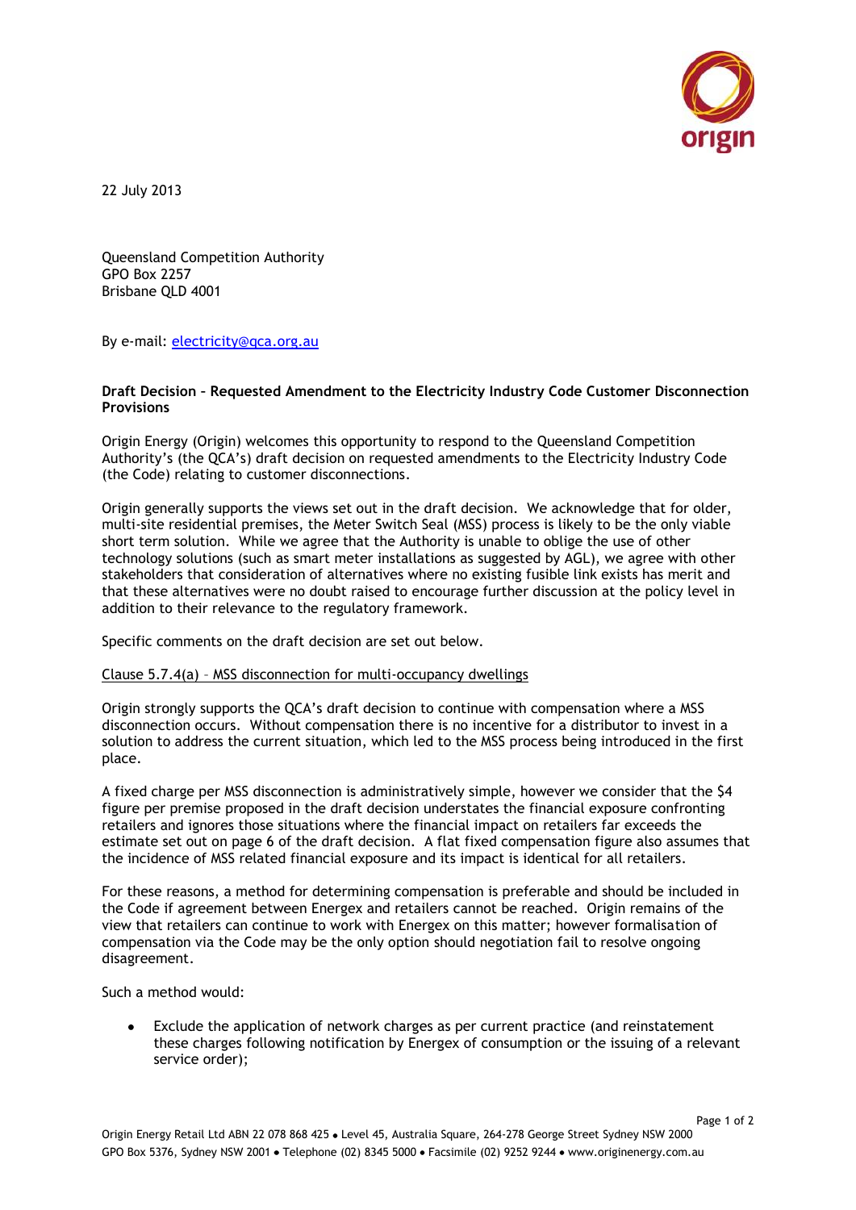22 July 2013

Queensland Competition Authority
GPO Box 2257
Brisbane QLD 4001

By e-mail: [electricity@qca.org.au](mailto:electricity@qca.org.au)

**Draft Decision – Requested Amendment to the Electricity Industry Code Customer Disconnection Provisions**

Origin Energy (Origin) welcomes this opportunity to respond to the Queensland Competition Authority's (the QCA's) draft decision on requested amendments to the Electricity Industry Code (the Code) relating to customer disconnections.

Origin generally supports the views set out in the draft decision. We acknowledge that for older, multi-site residential premises, the Meter Switch Seal (MSS) process is likely to be the only viable short term solution. While we agree that the Authority is unable to oblige the use of other technology solutions (such as smart meter installations as suggested by AGL), we agree with other stakeholders that consideration of alternatives where no existing fusible link exists has merit and that these alternatives were no doubt raised to encourage further discussion at the policy level in addition to their relevance to the regulatory framework.

Specific comments on the draft decision are set out below.

<u>Clause 5.7.4(a) – MSS disconnection for multi-occupancy dwellings</u>

Origin strongly supports the QCA's draft decision to continue with compensation where a MSS disconnection occurs. Without compensation there is no incentive for a distributor to invest in a solution to address the current situation, which led to the MSS process being introduced in the first place.

A fixed charge per MSS disconnection is administratively simple, however we consider that the $4 figure per premise proposed in the draft decision understates the financial exposure confronting retailers and ignores those situations where the financial impact on retailers far exceeds the estimate set out on page 6 of the draft decision. A flat fixed compensation figure also assumes that the incidence of MSS related financial exposure and its impact is identical for all retailers.

For these reasons, a method for determining compensation is preferable and should be included in the Code if agreement between Energex and retailers cannot be reached. Origin remains of the view that retailers can continue to work with Energex on this matter; however formalisation of compensation via the Code may be the only option should negotiation fail to resolve ongoing disagreement.

Such a method would:

- Exclude the application of network charges as per current practice (and reinstatement these charges following notification by Energex of consumption or the issuing of a relevant service order);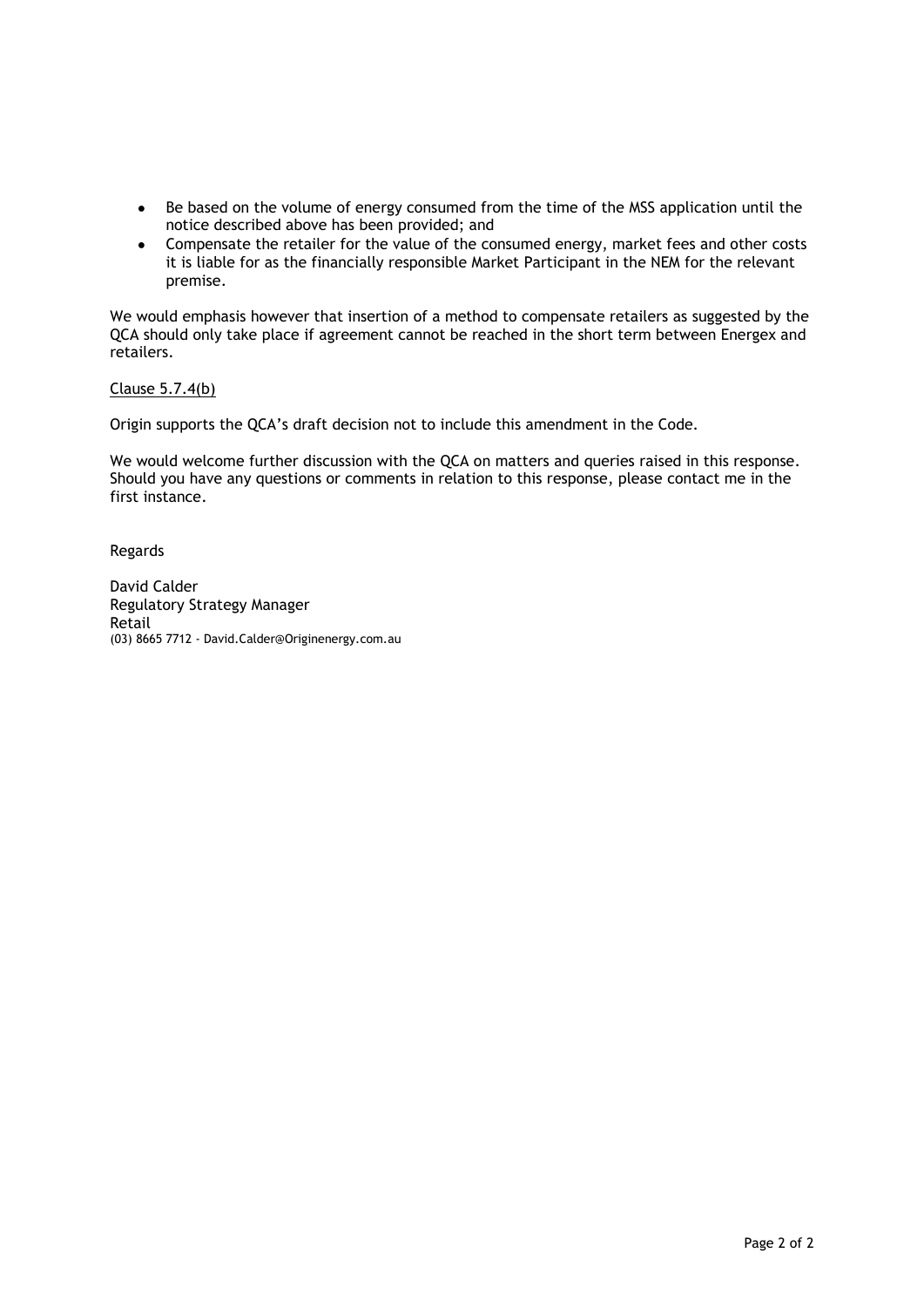- Be based on the volume of energy consumed from the time of the MSS application until the notice described above has been provided; and
- Compensate the retailer for the value of the consumed energy, market fees and other costs it is liable for as the financially responsible Market Participant in the NEM for the relevant premise.

We would emphasis however that insertion of a method to compensate retailers as suggested by the QCA should only take place if agreement cannot be reached in the short term between Energex and retailers.

<u>Clause 5.7.4(b)</u>

Origin supports the QCA's draft decision not to include this amendment in the Code.

We would welcome further discussion with the QCA on matters and queries raised in this response. Should you have any questions or comments in relation to this response, please contact me in the first instance.

Regards

David Calder
Regulatory Strategy Manager
Retail
(03) 8665 7712 - David.Calder@Originenergy.com.au